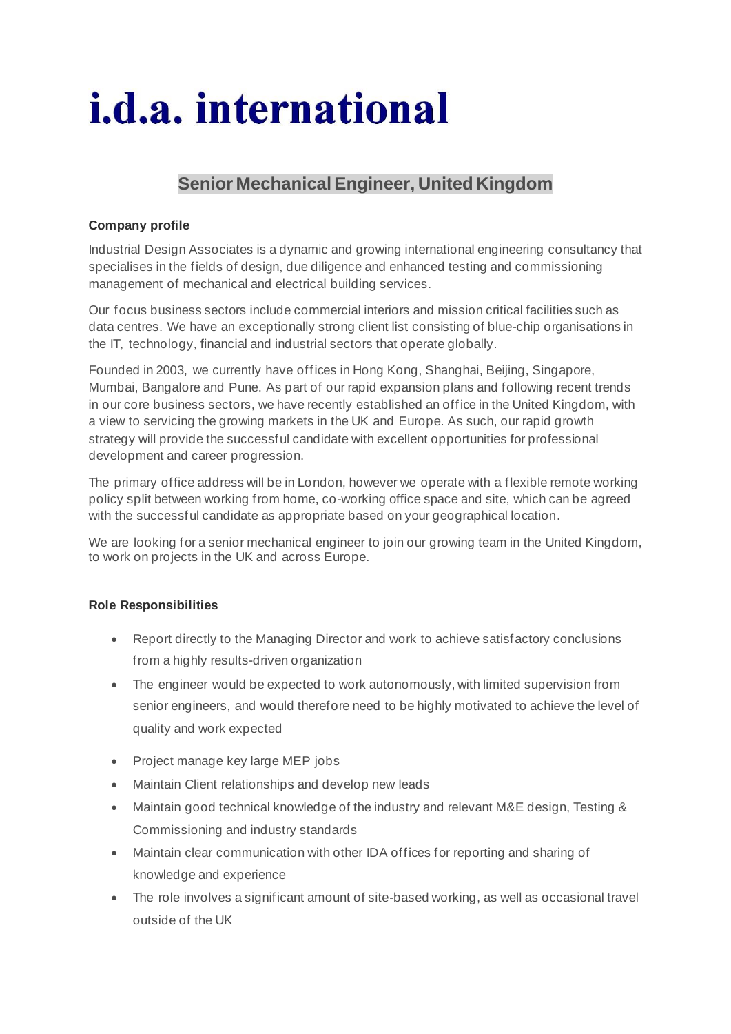# i.d.a. international

## Senior Mechanical Engineer, United Kingdom

**Company profile**

Industrial Design Associates is a dynamic and growing international engineering consultancy that specialises in the fields of design, due diligence and enhanced testing and commissioning management of mechanical and electrical building services.

Our focus business sectors include commercial interiors and mission critical facilities such as data centres. We have an exceptionally strong client list consisting of blue-chip organisations in the IT, technology, financial and industrial sectors that operate globally.

Founded in 2003, we currently have offices in Hong Kong, Shanghai, Beijing, Singapore, Mumbai, Bangalore and Pune. As part of our rapid expansion plans and following recent trends in our core business sectors, we have recently established an office in the United Kingdom, with a view to servicing the growing markets in the UK and Europe. As such, our rapid growth strategy will provide the successful candidate with excellent opportunities for professional development and career progression.

The primary office address will be in London, however we operate with a flexible remote working policy split between working from home, co-working office space and site, which can be agreed with the successful candidate as appropriate based on your geographical location.

We are looking for a senior mechanical engineer to join our growing team in the United Kingdom, to work on projects in the UK and across Europe.

**Role Responsibilities**

- Report directly to the Managing Director and work to achieve satisfactory conclusions from a highly results-driven organization
- The engineer would be expected to work autonomously, with limited supervision from senior engineers, and would therefore need to be highly motivated to achieve the level of quality and work expected
- Project manage key large MEP jobs
- Maintain Client relationships and develop new leads
- Maintain good technical knowledge of the industry and relevant M&E design, Testing & Commissioning and industry standards
- Maintain clear communication with other IDA offices for reporting and sharing of knowledge and experience
- The role involves a significant amount of site-based working, as well as occasional travel outside of the UK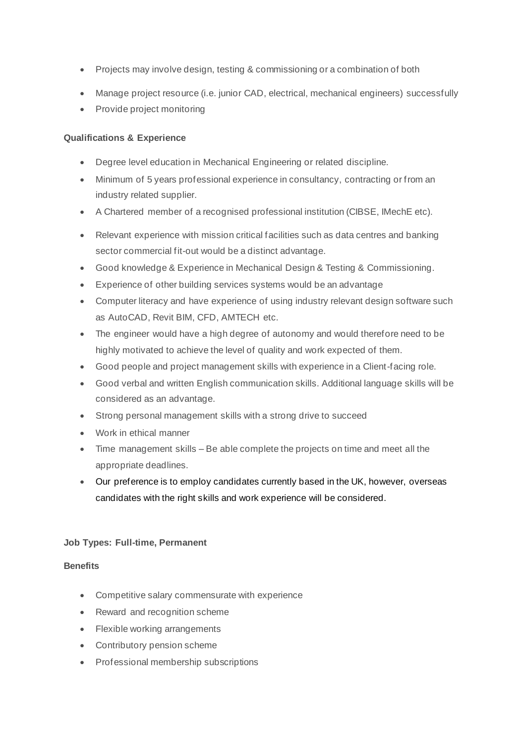- Projects may involve design, testing & commissioning or a combination of both
- Manage project resource (i.e. junior CAD, electrical, mechanical engineers) successfully
- Provide project monitoring

**Qualifications & Experience**

- Degree level education in Mechanical Engineering or related discipline.
- Minimum of 5 years professional experience in consultancy, contracting or from an industry related supplier.
- A Chartered member of a recognised professional institution (CIBSE, IMechE etc).
- Relevant experience with mission critical facilities such as data centres and banking sector commercial fit-out would be a distinct advantage.
- Good knowledge & Experience in Mechanical Design & Testing & Commissioning.
- Experience of other building services systems would be an advantage
- Computer literacy and have experience of using industry relevant design software such as AutoCAD, Revit BIM, CFD, AMTECH etc.
- The engineer would have a high degree of autonomy and would therefore need to be highly motivated to achieve the level of quality and work expected of them.
- Good people and project management skills with experience in a Client-facing role.
- Good verbal and written English communication skills. Additional language skills will be considered as an advantage.
- Strong personal management skills with a strong drive to succeed
- Work in ethical manner
- Time management skills – Be able complete the projects on time and meet all the appropriate deadlines.
- Our preference is to employ candidates currently based in the UK, however, overseas candidates with the right skills and work experience will be considered.

**Job Types: Full-time, Permanent**

**Benefits**

- Competitive salary commensurate with experience
- Reward and recognition scheme
- Flexible working arrangements
- Contributory pension scheme
- Professional membership subscriptions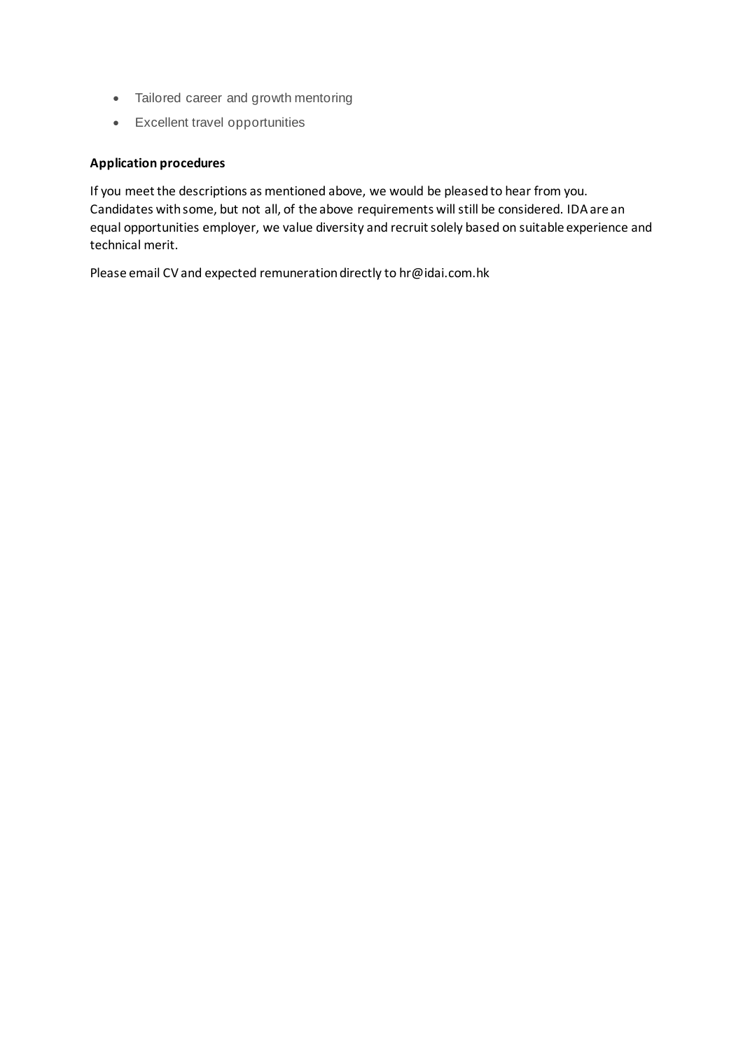- Tailored career and growth mentoring
- Excellent travel opportunities

**Application procedures**

If you meet the descriptions as mentioned above, we would be pleased to hear from you. Candidates with some, but not all, of the above requirements will still be considered. IDA are an equal opportunities employer, we value diversity and recruit solely based on suitable experience and technical merit.

Please email CV and expected remuneration directly to hr@idai.com.hk